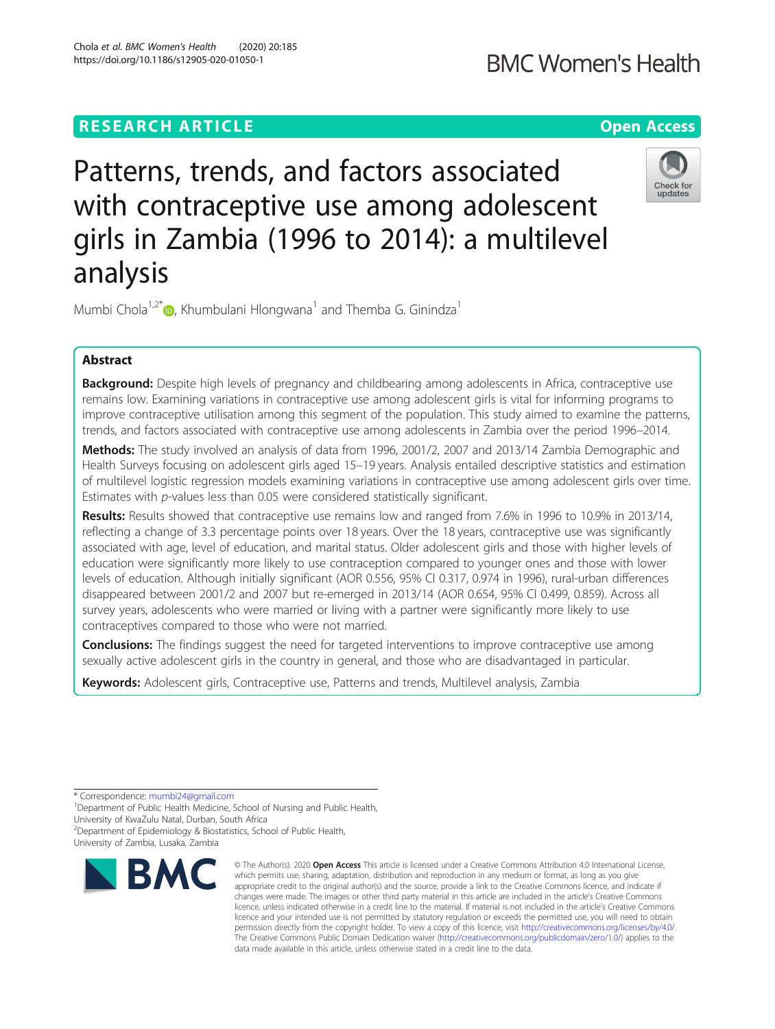RESEARCH ARTICLE

Open Access

# Patterns, trends, and factors associated with contraceptive use among adolescent girls in Zambia (1996 to 2014): a multilevel analysis

Mumbi Chola[1,2*], Khumbulani Hlongwana[1] and Themba G. Ginindza[1]

## Abstract

**Background:** Despite high levels of pregnancy and childbearing among adolescents in Africa, contraceptive use remains low. Examining variations in contraceptive use among adolescent girls is vital for informing programs to improve contraceptive utilisation among this segment of the population. This study aimed to examine the patterns, trends, and factors associated with contraceptive use among adolescents in Zambia over the period 1996–2014.

**Methods:** The study involved an analysis of data from 1996, 2001/2, 2007 and 2013/14 Zambia Demographic and Health Surveys focusing on adolescent girls aged 15–19 years. Analysis entailed descriptive statistics and estimation of multilevel logistic regression models examining variations in contraceptive use among adolescent girls over time. Estimates with *p*-values less than 0.05 were considered statistically significant.

**Results:** Results showed that contraceptive use remains low and ranged from 7.6% in 1996 to 10.9% in 2013/14, reflecting a change of 3.3 percentage points over 18 years. Over the 18 years, contraceptive use was significantly associated with age, level of education, and marital status. Older adolescent girls and those with higher levels of education were significantly more likely to use contraception compared to younger ones and those with lower levels of education. Although initially significant (AOR 0.556, 95% CI 0.317, 0.974 in 1996), rural-urban differences disappeared between 2001/2 and 2007 but re-emerged in 2013/14 (AOR 0.654, 95% CI 0.499, 0.859). Across all survey years, adolescents who were married or living with a partner were significantly more likely to use contraceptives compared to those who were not married.

**Conclusions:** The findings suggest the need for targeted interventions to improve contraceptive use among sexually active adolescent girls in the country in general, and those who are disadvantaged in particular.

**Keywords:** Adolescent girls, Contraceptive use, Patterns and trends, Multilevel analysis, Zambia

\* Correspondence: mumbi24@gmail.com

[1] Department of Public Health Medicine, School of Nursing and Public Health, University of KwaZulu Natal, Durban, South Africa

[2] Department of Epidemiology & Biostatistics, School of Public Health, University of Zambia, Lusaka, Zambia

© The Author(s). 2020 **Open Access** This article is licensed under a Creative Commons Attribution 4.0 International License, which permits use, sharing, adaptation, distribution and reproduction in any medium or format, as long as you give appropriate credit to the original author(s) and the source, provide a link to the Creative Commons licence, and indicate if changes were made. The images or other third party material in this article are included in the article's Creative Commons licence, unless indicated otherwise in a credit line to the material. If material is not included in the article's Creative Commons licence and your intended use is not permitted by statutory regulation or exceeds the permitted use, you will need to obtain permission directly from the copyright holder. To view a copy of this licence, visit http://creativecommons.org/licenses/by/4.0/. The Creative Commons Public Domain Dedication waiver (http://creativecommons.org/publicdomain/zero/1.0/) applies to the data made available in this article, unless otherwise stated in a credit line to the data.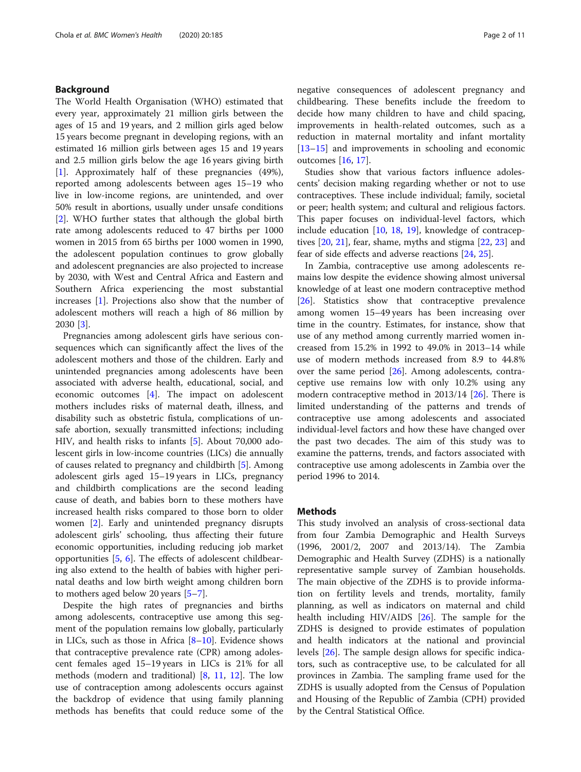## Background

The World Health Organisation (WHO) estimated that every year, approximately 21 million girls between the ages of 15 and 19 years, and 2 million girls aged below 15 years become pregnant in developing regions, with an estimated 16 million girls between ages 15 and 19 years and 2.5 million girls below the age 16 years giving birth [1]. Approximately half of these pregnancies (49%), reported among adolescents between ages 15–19 who live in low-income regions, are unintended, and over 50% result in abortions, usually under unsafe conditions [2]. WHO further states that although the global birth rate among adolescents reduced to 47 births per 1000 women in 2015 from 65 births per 1000 women in 1990, the adolescent population continues to grow globally and adolescent pregnancies are also projected to increase by 2030, with West and Central Africa and Eastern and Southern Africa experiencing the most substantial increases [1]. Projections also show that the number of adolescent mothers will reach a high of 86 million by 2030 [3].

Pregnancies among adolescent girls have serious consequences which can significantly affect the lives of the adolescent mothers and those of the children. Early and unintended pregnancies among adolescents have been associated with adverse health, educational, social, and economic outcomes [4]. The impact on adolescent mothers includes risks of maternal death, illness, and disability such as obstetric fistula, complications of unsafe abortion, sexually transmitted infections; including HIV, and health risks to infants [5]. About 70,000 adolescent girls in low-income countries (LICs) die annually of causes related to pregnancy and childbirth [5]. Among adolescent girls aged 15–19 years in LICs, pregnancy and childbirth complications are the second leading cause of death, and babies born to these mothers have increased health risks compared to those born to older women [2]. Early and unintended pregnancy disrupts adolescent girls' schooling, thus affecting their future economic opportunities, including reducing job market opportunities [5, 6]. The effects of adolescent childbearing also extend to the health of babies with higher perinatal deaths and low birth weight among children born to mothers aged below 20 years [5–7].

Despite the high rates of pregnancies and births among adolescents, contraceptive use among this segment of the population remains low globally, particularly in LICs, such as those in Africa [8–10]. Evidence shows that contraceptive prevalence rate (CPR) among adolescent females aged 15–19 years in LICs is 21% for all methods (modern and traditional) [8, 11, 12]. The low use of contraception among adolescents occurs against the backdrop of evidence that using family planning methods has benefits that could reduce some of the negative consequences of adolescent pregnancy and childbearing. These benefits include the freedom to decide how many children to have and child spacing, improvements in health-related outcomes, such as a reduction in maternal mortality and infant mortality [13–15] and improvements in schooling and economic outcomes [16, 17].

Studies show that various factors influence adolescents' decision making regarding whether or not to use contraceptives. These include individual; family, societal or peer; health system; and cultural and religious factors. This paper focuses on individual-level factors, which include education [10, 18, 19], knowledge of contraceptives [20, 21], fear, shame, myths and stigma [22, 23] and fear of side effects and adverse reactions [24, 25].

In Zambia, contraceptive use among adolescents remains low despite the evidence showing almost universal knowledge of at least one modern contraceptive method [26]. Statistics show that contraceptive prevalence among women 15–49 years has been increasing over time in the country. Estimates, for instance, show that use of any method among currently married women increased from 15.2% in 1992 to 49.0% in 2013–14 while use of modern methods increased from 8.9 to 44.8% over the same period [26]. Among adolescents, contraceptive use remains low with only 10.2% using any modern contraceptive method in 2013/14 [26]. There is limited understanding of the patterns and trends of contraceptive use among adolescents and associated individual-level factors and how these have changed over the past two decades. The aim of this study was to examine the patterns, trends, and factors associated with contraceptive use among adolescents in Zambia over the period 1996 to 2014.

## Methods

This study involved an analysis of cross-sectional data from four Zambia Demographic and Health Surveys (1996, 2001/2, 2007 and 2013/14). The Zambia Demographic and Health Survey (ZDHS) is a nationally representative sample survey of Zambian households. The main objective of the ZDHS is to provide information on fertility levels and trends, mortality, family planning, as well as indicators on maternal and child health including HIV/AIDS [26]. The sample for the ZDHS is designed to provide estimates of population and health indicators at the national and provincial levels [26]. The sample design allows for specific indicators, such as contraceptive use, to be calculated for all provinces in Zambia. The sampling frame used for the ZDHS is usually adopted from the Census of Population and Housing of the Republic of Zambia (CPH) provided by the Central Statistical Office.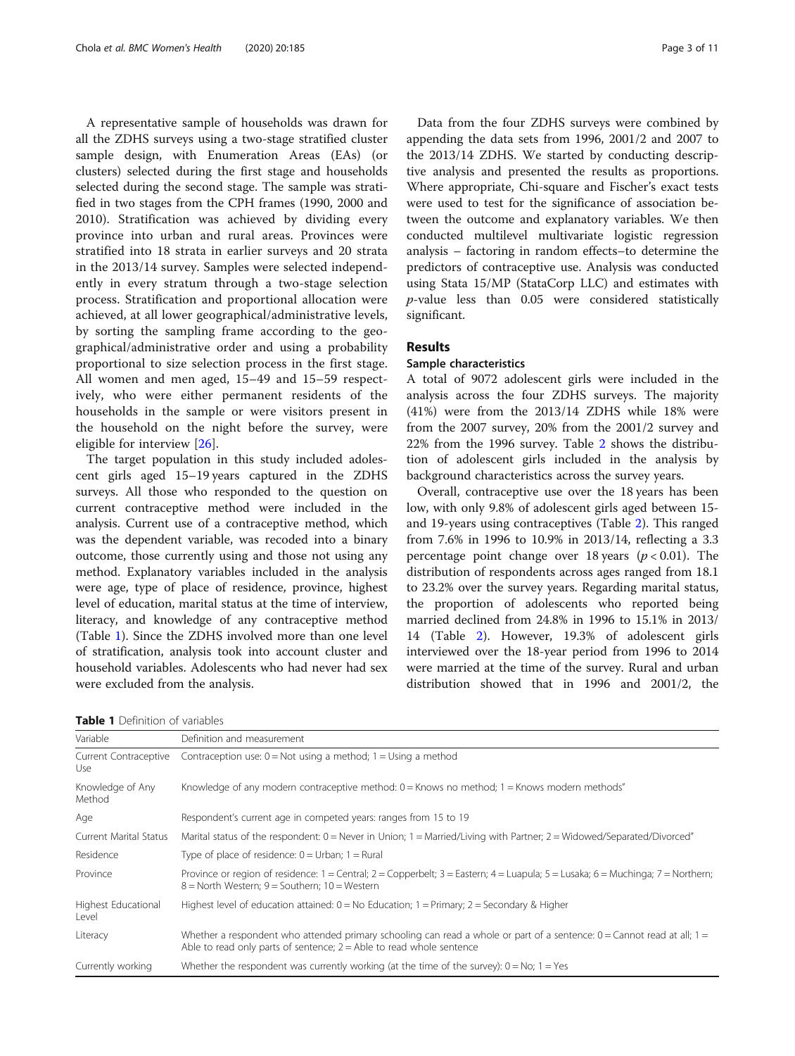A representative sample of households was drawn for all the ZDHS surveys using a two-stage stratified cluster sample design, with Enumeration Areas (EAs) (or clusters) selected during the first stage and households selected during the second stage. The sample was stratified in two stages from the CPH frames (1990, 2000 and 2010). Stratification was achieved by dividing every province into urban and rural areas. Provinces were stratified into 18 strata in earlier surveys and 20 strata in the 2013/14 survey. Samples were selected independently in every stratum through a two-stage selection process. Stratification and proportional allocation were achieved, at all lower geographical/administrative levels, by sorting the sampling frame according to the geographical/administrative order and using a probability proportional to size selection process in the first stage. All women and men aged, 15–49 and 15–59 respectively, who were either permanent residents of the households in the sample or were visitors present in the household on the night before the survey, were eligible for interview [26].

The target population in this study included adolescent girls aged 15–19 years captured in the ZDHS surveys. All those who responded to the question on current contraceptive method were included in the analysis. Current use of a contraceptive method, which was the dependent variable, was recoded into a binary outcome, those currently using and those not using any method. Explanatory variables included in the analysis were age, type of place of residence, province, highest level of education, marital status at the time of interview, literacy, and knowledge of any contraceptive method (Table 1). Since the ZDHS involved more than one level of stratification, analysis took into account cluster and household variables. Adolescents who had never had sex were excluded from the analysis.

Data from the four ZDHS surveys were combined by appending the data sets from 1996, 2001/2 and 2007 to the 2013/14 ZDHS. We started by conducting descriptive analysis and presented the results as proportions. Where appropriate, Chi-square and Fischer's exact tests were used to test for the significance of association between the outcome and explanatory variables. We then conducted multilevel multivariate logistic regression analysis – factoring in random effects–to determine the predictors of contraceptive use. Analysis was conducted using Stata 15/MP (StataCorp LLC) and estimates with $p$-value less than 0.05 were considered statistically significant.

## Results

### Sample characteristics

A total of 9072 adolescent girls were included in the analysis across the four ZDHS surveys. The majority (41%) were from the 2013/14 ZDHS while 18% were from the 2007 survey, 20% from the 2001/2 survey and 22% from the 1996 survey. Table 2 shows the distribution of adolescent girls included in the analysis by background characteristics across the survey years.

Overall, contraceptive use over the 18 years has been low, with only 9.8% of adolescent girls aged between 15- and 19-years using contraceptives (Table 2). This ranged from 7.6% in 1996 to 10.9% in 2013/14, reflecting a 3.3 percentage point change over 18 years ($p < 0.01$). The distribution of respondents across ages ranged from 18.1 to 23.2% over the survey years. Regarding marital status, the proportion of adolescents who reported being married declined from 24.8% in 1996 to 15.1% in 2013/14 (Table 2). However, 19.3% of adolescent girls interviewed over the 18-year period from 1996 to 2014 were married at the time of the survey. Rural and urban distribution showed that in 1996 and 2001/2, the

**Table 1** Definition of variables

| Variable | Definition and measurement |
|---|---|
| Current Contraceptive Use | Contraception use: 0 = Not using a method; 1 = Using a method |
| Knowledge of Any Method | Knowledge of any modern contraceptive method: 0 = Knows no method; 1 = Knows modern methods" |
| Age | Respondent's current age in competed years: ranges from 15 to 19 |
| Current Marital Status | Marital status of the respondent: 0 = Never in Union; 1 = Married/Living with Partner; 2 = Widowed/Separated/Divorced" |
| Residence | Type of place of residence: 0 = Urban; 1 = Rural |
| Province | Province or region of residence: 1 = Central; 2 = Copperbelt; 3 = Eastern; 4 = Luapula; 5 = Lusaka; 6 = Muchinga; 7 = Northern; 8 = North Western; 9 = Southern; 10 = Western |
| Highest Educational Level | Highest level of education attained: 0 = No Education; 1 = Primary; 2 = Secondary & Higher |
| Literacy | Whether a respondent who attended primary schooling can read a whole or part of a sentence: 0 = Cannot read at all; 1 = Able to read only parts of sentence; 2 = Able to read whole sentence |
| Currently working | Whether the respondent was currently working (at the time of the survey): 0 = No; 1 = Yes |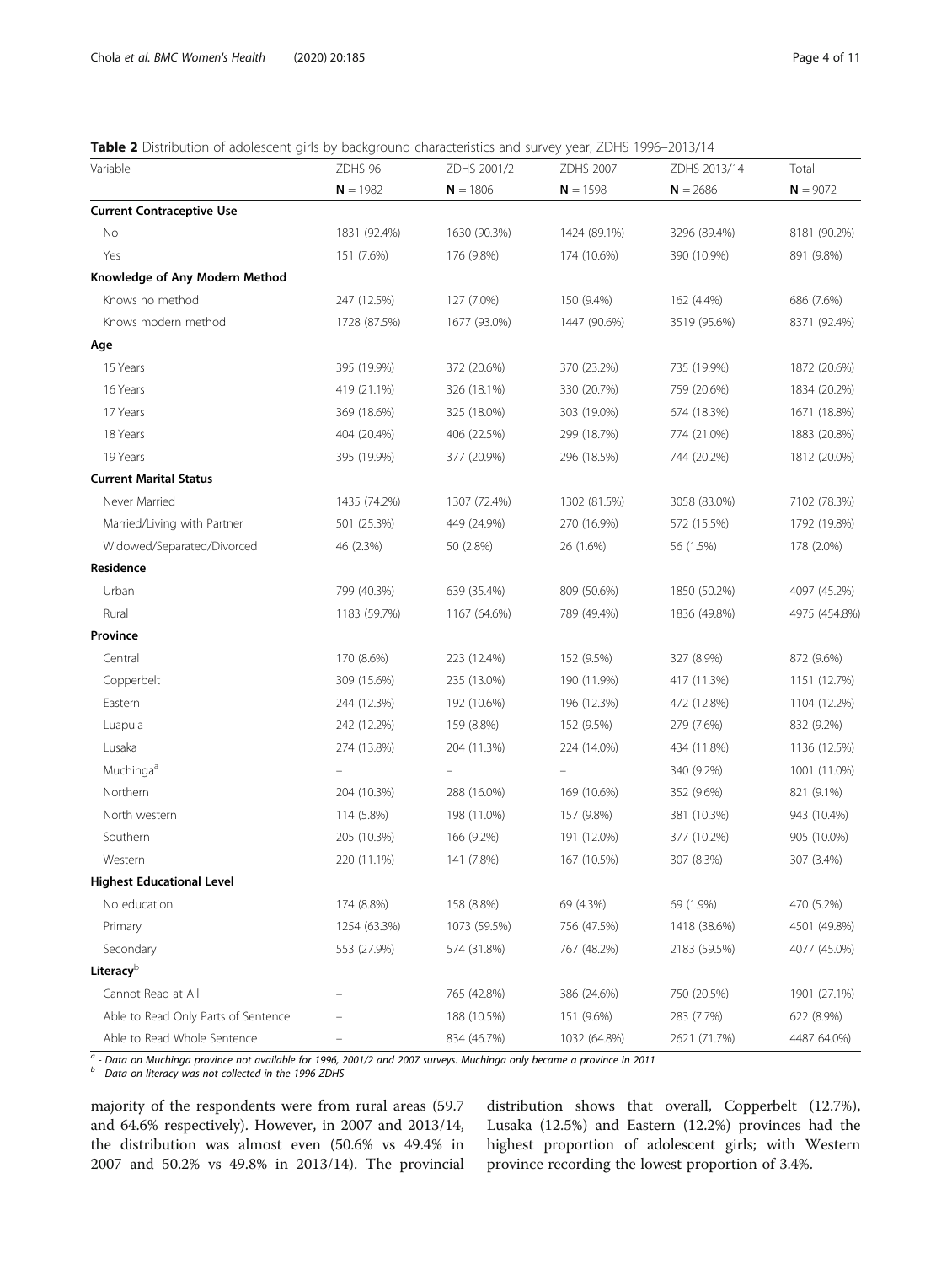**Table 2** Distribution of adolescent girls by background characteristics and survey year, ZDHS 1996–2013/14

| Variable | ZDHS 96 | ZDHS 2001/2 | ZDHS 2007 | ZDHS 2013/14 | Total |
|---|---|---|---|---|---|
| | **N** = 1982 | **N** = 1806 | **N** = 1598 | **N** = 2686 | **N** = 9072 |
| **Current Contraceptive Use** | | | | | |
| No | 1831 (92.4%) | 1630 (90.3%) | 1424 (89.1%) | 3296 (89.4%) | 8181 (90.2%) |
| Yes | 151 (7.6%) | 176 (9.8%) | 174 (10.6%) | 390 (10.9%) | 891 (9.8%) |
| **Knowledge of Any Modern Method** | | | | | |
| Knows no method | 247 (12.5%) | 127 (7.0%) | 150 (9.4%) | 162 (4.4%) | 686 (7.6%) |
| Knows modern method | 1728 (87.5%) | 1677 (93.0%) | 1447 (90.6%) | 3519 (95.6%) | 8371 (92.4%) |
| **Age** | | | | | |
| 15 Years | 395 (19.9%) | 372 (20.6%) | 370 (23.2%) | 735 (19.9%) | 1872 (20.6%) |
| 16 Years | 419 (21.1%) | 326 (18.1%) | 330 (20.7%) | 759 (20.6%) | 1834 (20.2%) |
| 17 Years | 369 (18.6%) | 325 (18.0%) | 303 (19.0%) | 674 (18.3%) | 1671 (18.8%) |
| 18 Years | 404 (20.4%) | 406 (22.5%) | 299 (18.7%) | 774 (21.0%) | 1883 (20.8%) |
| 19 Years | 395 (19.9%) | 377 (20.9%) | 296 (18.5%) | 744 (20.2%) | 1812 (20.0%) |
| **Current Marital Status** | | | | | |
| Never Married | 1435 (74.2%) | 1307 (72.4%) | 1302 (81.5%) | 3058 (83.0%) | 7102 (78.3%) |
| Married/Living with Partner | 501 (25.3%) | 449 (24.9%) | 270 (16.9%) | 572 (15.5%) | 1792 (19.8%) |
| Widowed/Separated/Divorced | 46 (2.3%) | 50 (2.8%) | 26 (1.6%) | 56 (1.5%) | 178 (2.0%) |
| **Residence** | | | | | |
| Urban | 799 (40.3%) | 639 (35.4%) | 809 (50.6%) | 1850 (50.2%) | 4097 (45.2%) |
| Rural | 1183 (59.7%) | 1167 (64.6%) | 789 (49.4%) | 1836 (49.8%) | 4975 (454.8%) |
| **Province** | | | | | |
| Central | 170 (8.6%) | 223 (12.4%) | 152 (9.5%) | 327 (8.9%) | 872 (9.6%) |
| Copperbelt | 309 (15.6%) | 235 (13.0%) | 190 (11.9%) | 417 (11.3%) | 1151 (12.7%) |
| Eastern | 244 (12.3%) | 192 (10.6%) | 196 (12.3%) | 472 (12.8%) | 1104 (12.2%) |
| Luapula | 242 (12.2%) | 159 (8.8%) | 152 (9.5%) | 279 (7.6%) | 832 (9.2%) |
| Lusaka | 274 (13.8%) | 204 (11.3%) | 224 (14.0%) | 434 (11.8%) | 1136 (12.5%) |
| Muchinga[a] | – | – | – | 340 (9.2%) | 1001 (11.0%) |
| Northern | 204 (10.3%) | 288 (16.0%) | 169 (10.6%) | 352 (9.6%) | 821 (9.1%) |
| North western | 114 (5.8%) | 198 (11.0%) | 157 (9.8%) | 381 (10.3%) | 943 (10.4%) |
| Southern | 205 (10.3%) | 166 (9.2%) | 191 (12.0%) | 377 (10.2%) | 905 (10.0%) |
| Western | 220 (11.1%) | 141 (7.8%) | 167 (10.5%) | 307 (8.3%) | 307 (3.4%) |
| **Highest Educational Level** | | | | | |
| No education | 174 (8.8%) | 158 (8.8%) | 69 (4.3%) | 69 (1.9%) | 470 (5.2%) |
| Primary | 1254 (63.3%) | 1073 (59.5%) | 756 (47.5%) | 1418 (38.6%) | 4501 (49.8%) |
| Secondary | 553 (27.9%) | 574 (31.8%) | 767 (48.2%) | 2183 (59.5%) | 4077 (45.0%) |
| **Literacy**[b] | | | | | |
| Cannot Read at All | – | 765 (42.8%) | 386 (24.6%) | 750 (20.5%) | 1901 (27.1%) |
| Able to Read Only Parts of Sentence | – | 188 (10.5%) | 151 (9.6%) | 283 (7.7%) | 622 (8.9%) |
| Able to Read Whole Sentence | – | 834 (46.7%) | 1032 (64.8%) | 2621 (71.7%) | 4487 64.0%) |

*[a] - Data on Muchinga province not available for 1996, 2001/2 and 2007 surveys. Muchinga only became a province in 2011*
*[b] - Data on literacy was not collected in the 1996 ZDHS*

majority of the respondents were from rural areas (59.7 and 64.6% respectively). However, in 2007 and 2013/14, the distribution was almost even (50.6% vs 49.4% in 2007 and 50.2% vs 49.8% in 2013/14). The provincial distribution shows that overall, Copperbelt (12.7%), Lusaka (12.5%) and Eastern (12.2%) provinces had the highest proportion of adolescent girls; with Western province recording the lowest proportion of 3.4%.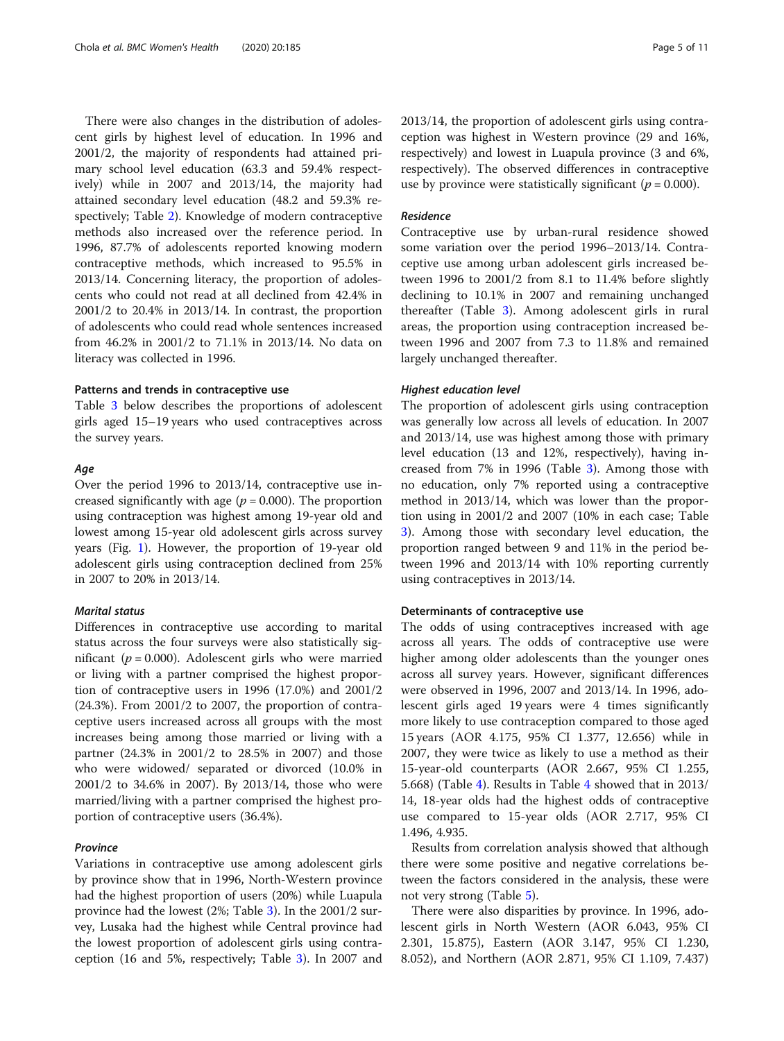There were also changes in the distribution of adolescent girls by highest level of education. In 1996 and 2001/2, the majority of respondents had attained primary school level education (63.3 and 59.4% respectively) while in 2007 and 2013/14, the majority had attained secondary level education (48.2 and 59.3% respectively; Table 2). Knowledge of modern contraceptive methods also increased over the reference period. In 1996, 87.7% of adolescents reported knowing modern contraceptive methods, which increased to 95.5% in 2013/14. Concerning literacy, the proportion of adolescents who could not read at all declined from 42.4% in 2001/2 to 20.4% in 2013/14. In contrast, the proportion of adolescents who could read whole sentences increased from 46.2% in 2001/2 to 71.1% in 2013/14. No data on literacy was collected in 1996.

### Patterns and trends in contraceptive use

Table 3 below describes the proportions of adolescent girls aged 15–19 years who used contraceptives across the survey years.

#### *Age*

Over the period 1996 to 2013/14, contraceptive use increased significantly with age ($p = 0.000$). The proportion using contraception was highest among 19-year old and lowest among 15-year old adolescent girls across survey years (Fig. 1). However, the proportion of 19-year old adolescent girls using contraception declined from 25% in 2007 to 20% in 2013/14.

#### *Marital status*

Differences in contraceptive use according to marital status across the four surveys were also statistically significant ($p = 0.000$). Adolescent girls who were married or living with a partner comprised the highest proportion of contraceptive users in 1996 (17.0%) and 2001/2 (24.3%). From 2001/2 to 2007, the proportion of contraceptive users increased across all groups with the most increases being among those married or living with a partner (24.3% in 2001/2 to 28.5% in 2007) and those who were widowed/ separated or divorced (10.0% in 2001/2 to 34.6% in 2007). By 2013/14, those who were married/living with a partner comprised the highest proportion of contraceptive users (36.4%).

#### *Province*

Variations in contraceptive use among adolescent girls by province show that in 1996, North-Western province had the highest proportion of users (20%) while Luapula province had the lowest (2%; Table 3). In the 2001/2 survey, Lusaka had the highest while Central province had the lowest proportion of adolescent girls using contraception (16 and 5%, respectively; Table 3). In 2007 and 2013/14, the proportion of adolescent girls using contraception was highest in Western province (29 and 16%, respectively) and lowest in Luapula province (3 and 6%, respectively). The observed differences in contraceptive use by province were statistically significant ($p = 0.000$).

#### *Residence*

Contraceptive use by urban-rural residence showed some variation over the period 1996–2013/14. Contraceptive use among urban adolescent girls increased between 1996 to 2001/2 from 8.1 to 11.4% before slightly declining to 10.1% in 2007 and remaining unchanged thereafter (Table 3). Among adolescent girls in rural areas, the proportion using contraception increased between 1996 and 2007 from 7.3 to 11.8% and remained largely unchanged thereafter.

#### *Highest education level*

The proportion of adolescent girls using contraception was generally low across all levels of education. In 2007 and 2013/14, use was highest among those with primary level education (13 and 12%, respectively), having increased from 7% in 1996 (Table 3). Among those with no education, only 7% reported using a contraceptive method in 2013/14, which was lower than the proportion using in 2001/2 and 2007 (10% in each case; Table 3). Among those with secondary level education, the proportion ranged between 9 and 11% in the period between 1996 and 2013/14 with 10% reporting currently using contraceptives in 2013/14.

### Determinants of contraceptive use

The odds of using contraceptives increased with age across all years. The odds of contraceptive use were higher among older adolescents than the younger ones across all survey years. However, significant differences were observed in 1996, 2007 and 2013/14. In 1996, adolescent girls aged 19 years were 4 times significantly more likely to use contraception compared to those aged 15 years (AOR 4.175, 95% CI 1.377, 12.656) while in 2007, they were twice as likely to use a method as their 15-year-old counterparts (AOR 2.667, 95% CI 1.255, 5.668) (Table 4). Results in Table 4 showed that in 2013/14, 18-year olds had the highest odds of contraceptive use compared to 15-year olds (AOR 2.717, 95% CI 1.496, 4.935.

Results from correlation analysis showed that although there were some positive and negative correlations between the factors considered in the analysis, these were not very strong (Table 5).

There were also disparities by province. In 1996, adolescent girls in North Western (AOR 6.043, 95% CI 2.301, 15.875), Eastern (AOR 3.147, 95% CI 1.230, 8.052), and Northern (AOR 2.871, 95% CI 1.109, 7.437)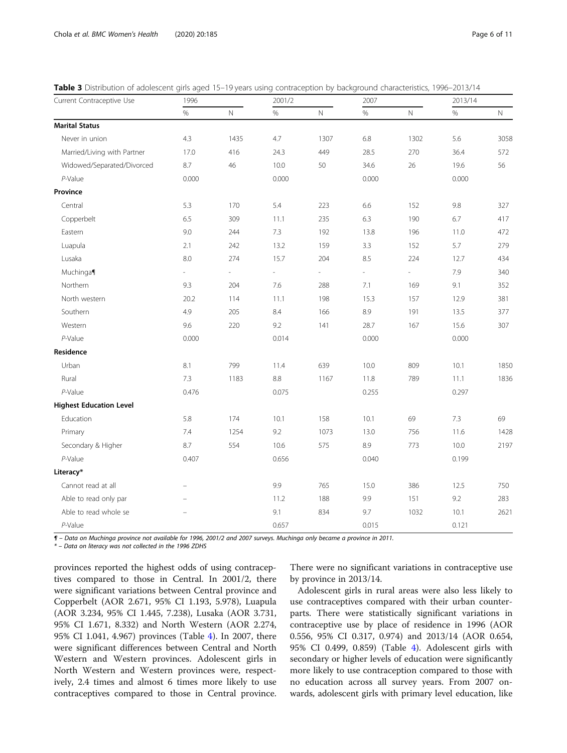**Table 3** Distribution of adolescent girls aged 15–19 years using contraception by background characteristics, 1996–2013/14

| Current Contraceptive Use | 1996 | | 2001/2 | | 2007 | | 2013/14 | |
|---|---|---|---|---|---|---|---|---|
| | % | N | % | N | % | N | % | N |
| **Marital Status** | | | | | | | | |
| Never in union | 4.3 | 1435 | 4.7 | 1307 | 6.8 | 1302 | 5.6 | 3058 |
| Married/Living with Partner | 17.0 | 416 | 24.3 | 449 | 28.5 | 270 | 36.4 | 572 |
| Widowed/Separated/Divorced | 8.7 | 46 | 10.0 | 50 | 34.6 | 26 | 19.6 | 56 |
| *P*-Value | 0.000 | | 0.000 | | 0.000 | | 0.000 | |
| **Province** | | | | | | | | |
| Central | 5.3 | 170 | 5.4 | 223 | 6.6 | 152 | 9.8 | 327 |
| Copperbelt | 6.5 | 309 | 11.1 | 235 | 6.3 | 190 | 6.7 | 417 |
| Eastern | 9.0 | 244 | 7.3 | 192 | 13.8 | 196 | 11.0 | 472 |
| Luapula | 2.1 | 242 | 13.2 | 159 | 3.3 | 152 | 5.7 | 279 |
| Lusaka | 8.0 | 274 | 15.7 | 204 | 8.5 | 224 | 12.7 | 434 |
| Muchinga¶ | - | - | - | - | - | - | 7.9 | 340 |
| Northern | 9.3 | 204 | 7.6 | 288 | 7.1 | 169 | 9.1 | 352 |
| North western | 20.2 | 114 | 11.1 | 198 | 15.3 | 157 | 12.9 | 381 |
| Southern | 4.9 | 205 | 8.4 | 166 | 8.9 | 191 | 13.5 | 377 |
| Western | 9.6 | 220 | 9.2 | 141 | 28.7 | 167 | 15.6 | 307 |
| *P*-Value | 0.000 | | 0.014 | | 0.000 | | 0.000 | |
| **Residence** | | | | | | | | |
| Urban | 8.1 | 799 | 11.4 | 639 | 10.0 | 809 | 10.1 | 1850 |
| Rural | 7.3 | 1183 | 8.8 | 1167 | 11.8 | 789 | 11.1 | 1836 |
| *P*-Value | 0.476 | | 0.075 | | 0.255 | | 0.297 | |
| **Highest Education Level** | | | | | | | | |
| Education | 5.8 | 174 | 10.1 | 158 | 10.1 | 69 | 7.3 | 69 |
| Primary | 7.4 | 1254 | 9.2 | 1073 | 13.0 | 756 | 11.6 | 1428 |
| Secondary & Higher | 8.7 | 554 | 10.6 | 575 | 8.9 | 773 | 10.0 | 2197 |
| *P*-Value | 0.407 | | 0.656 | | 0.040 | | 0.199 | |
| **Literacy*** | | | | | | | | |
| Cannot read at all | – | | 9.9 | 765 | 15.0 | 386 | 12.5 | 750 |
| Able to read only par | – | | 11.2 | 188 | 9.9 | 151 | 9.2 | 283 |
| Able to read whole se | – | | 9.1 | 834 | 9.7 | 1032 | 10.1 | 2621 |
| *P*-Value | | | 0.657 | | 0.015 | | 0.121 | |

*¶ – Data on Muchinga province not available for 1996, 2001/2 and 2007 surveys. Muchinga only became a province in 2011.*

*\* – Data on literacy was not collected in the 1996 ZDHS*

provinces reported the highest odds of using contraceptives compared to those in Central. In 2001/2, there were significant variations between Central province and Copperbelt (AOR 2.671, 95% CI 1.193, 5.978), Luapula (AOR 3.234, 95% CI 1.445, 7.238), Lusaka (AOR 3.731, 95% CI 1.671, 8.332) and North Western (AOR 2.274, 95% CI 1.041, 4.967) provinces (Table 4). In 2007, there were significant differences between Central and North Western and Western provinces. Adolescent girls in North Western and Western provinces were, respectively, 2.4 times and almost 6 times more likely to use contraceptives compared to those in Central province. There were no significant variations in contraceptive use by province in 2013/14.

Adolescent girls in rural areas were also less likely to use contraceptives compared with their urban counterparts. There were statistically significant variations in contraceptive use by place of residence in 1996 (AOR 0.556, 95% CI 0.317, 0.974) and 2013/14 (AOR 0.654, 95% CI 0.499, 0.859) (Table 4). Adolescent girls with secondary or higher levels of education were significantly more likely to use contraception compared to those with no education across all survey years. From 2007 onwards, adolescent girls with primary level education, like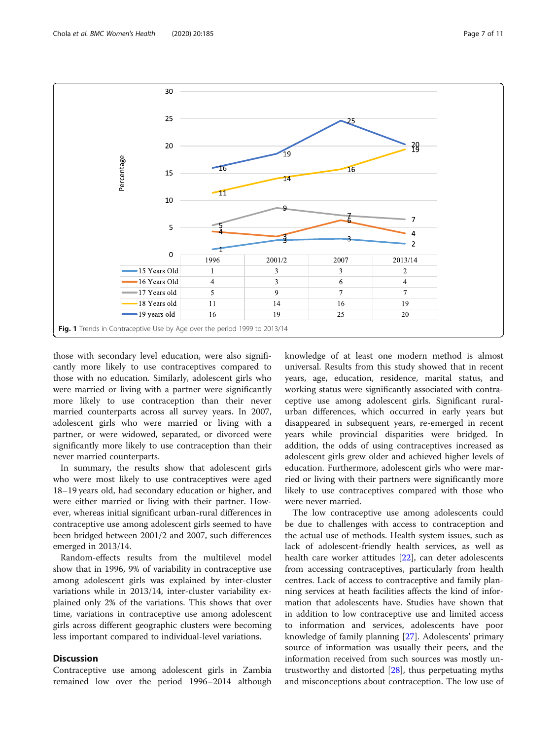| | 1996 | 2001/2 | 2007 | 2013/14 |
|---|---|---|---|---|
| 15 Years Old | 1 | 3 | 3 | 2 |
| 16 Years Old | 4 | 3 | 6 | 4 |
| 17 Years old | 5 | 9 | 7 | 7 |
| 18 Years old | 11 | 14 | 16 | 19 |
| 19 years old | 16 | 19 | 25 | 20 |

**Fig. 1** Trends in Contraceptive Use by Age over the period 1999 to 2013/14

those with secondary level education, were also significantly more likely to use contraceptives compared to those with no education. Similarly, adolescent girls who were married or living with a partner were significantly more likely to use contraception than their never married counterparts across all survey years. In 2007, adolescent girls who were married or living with a partner, or were widowed, separated, or divorced were significantly more likely to use contraception than their never married counterparts.

In summary, the results show that adolescent girls who were most likely to use contraceptives were aged 18–19 years old, had secondary education or higher, and were either married or living with their partner. However, whereas initial significant urban-rural differences in contraceptive use among adolescent girls seemed to have been bridged between 2001/2 and 2007, such differences emerged in 2013/14.

Random-effects results from the multilevel model show that in 1996, 9% of variability in contraceptive use among adolescent girls was explained by inter-cluster variations while in 2013/14, inter-cluster variability explained only 2% of the variations. This shows that over time, variations in contraceptive use among adolescent girls across different geographic clusters were becoming less important compared to individual-level variations.

## Discussion

Contraceptive use among adolescent girls in Zambia remained low over the period 1996–2014 although knowledge of at least one modern method is almost universal. Results from this study showed that in recent years, age, education, residence, marital status, and working status were significantly associated with contraceptive use among adolescent girls. Significant rural-urban differences, which occurred in early years but disappeared in subsequent years, re-emerged in recent years while provincial disparities were bridged. In addition, the odds of using contraceptives increased as adolescent girls grew older and achieved higher levels of education. Furthermore, adolescent girls who were married or living with their partners were significantly more likely to use contraceptives compared with those who were never married.

The low contraceptive use among adolescents could be due to challenges with access to contraception and the actual use of methods. Health system issues, such as lack of adolescent-friendly health services, as well as health care worker attitudes [22], can deter adolescents from accessing contraceptives, particularly from health centres. Lack of access to contraceptive and family planning services at heath facilities affects the kind of information that adolescents have. Studies have shown that in addition to low contraceptive use and limited access to information and services, adolescents have poor knowledge of family planning [27]. Adolescents' primary source of information was usually their peers, and the information received from such sources was mostly untrustworthy and distorted [28], thus perpetuating myths and misconceptions about contraception. The low use of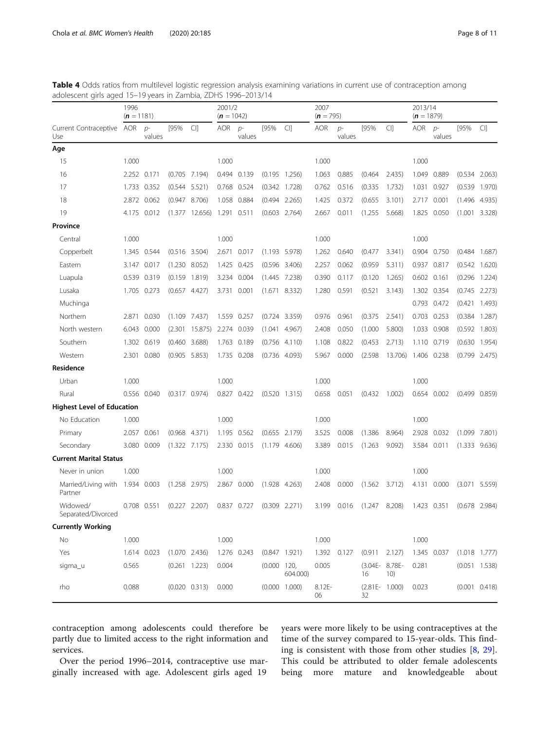**Table 4** Odds ratios from multilevel logistic regression analysis examining variations in current use of contraception among adolescent girls aged 15–19 years in Zambia, ZDHS 1996–2013/14

| | 1996 (**n** = 1181) | | | | 2001/2 (**n** = 1042) | | | | 2007 (**n** = 795) | | | | 2013/14 (**n** = 1879) | | | |
|---|---|---|---|---|---|---|---|---|---|---|---|---|---|---|---|---|
| Current Contraceptive Use | AOR | p-values | [95% | CI] | AOR | p-values | [95% | CI] | AOR | p-values | [95% | CI] | AOR | p-values | [95% | CI] |
| **Age** | | | | | | | | | | | | | | | | |
| 15 | 1.000 | | | | 1.000 | | | | 1.000 | | | | 1.000 | | | |
| 16 | 2.252 | 0.171 | (0.705 | 7.194) | 0.494 | 0.139 | (0.195 | 1.256) | 1.063 | 0.885 | (0.464 | 2.435) | 1.049 | 0.889 | (0.534 | 2.063) |
| 17 | 1.733 | 0.352 | (0.544 | 5.521) | 0.768 | 0.524 | (0.342 | 1.728) | 0.762 | 0.516 | (0.335 | 1.732) | 1.031 | 0.927 | (0.539 | 1.970) |
| 18 | 2.872 | 0.062 | (0.947 | 8.706) | 1.058 | 0.884 | (0.494 | 2.265) | 1.425 | 0.372 | (0.655 | 3.101) | 2.717 | 0.001 | (1.496 | 4.935) |
| 19 | 4.175 | 0.012 | (1.377 | 12.656) | 1.291 | 0.511 | (0.603 | 2.764) | 2.667 | 0.011 | (1.255 | 5.668) | 1.825 | 0.050 | (1.001 | 3.328) |
| **Province** | | | | | | | | | | | | | | | | |
| Central | 1.000 | | | | 1.000 | | | | 1.000 | | | | 1.000 | | | |
| Copperbelt | 1.345 | 0.544 | (0.516 | 3.504) | 2.671 | 0.017 | (1.193 | 5.978) | 1.262 | 0.640 | (0.477 | 3.341) | 0.904 | 0.750 | (0.484 | 1.687) |
| Eastern | 3.147 | 0.017 | (1.230 | 8.052) | 1.425 | 0.425 | (0.596 | 3.406) | 2.257 | 0.062 | (0.959 | 5.311) | 0.937 | 0.817 | (0.542 | 1.620) |
| Luapula | 0.539 | 0.319 | (0.159 | 1.819) | 3.234 | 0.004 | (1.445 | 7.238) | 0.390 | 0.117 | (0.120 | 1.265) | 0.602 | 0.161 | (0.296 | 1.224) |
| Lusaka | 1.705 | 0.273 | (0.657 | 4.427) | 3.731 | 0.001 | (1.671 | 8.332) | 1.280 | 0.591 | (0.521 | 3.143) | 1.302 | 0.354 | (0.745 | 2.273) |
| Muchinga | | | | | | | | | | | | | 0.793 | 0.472 | (0.421 | 1.493) |
| Northern | 2.871 | 0.030 | (1.109 | 7.437) | 1.559 | 0.257 | (0.724 | 3.359) | 0.976 | 0.961 | (0.375 | 2.541) | 0.703 | 0.253 | (0.384 | 1.287) |
| North western | 6.043 | 0.000 | (2.301 | 15.875) | 2.274 | 0.039 | (1.041 | 4.967) | 2.408 | 0.050 | (1.000 | 5.800) | 1.033 | 0.908 | (0.592 | 1.803) |
| Southern | 1.302 | 0.619 | (0.460 | 3.688) | 1.763 | 0.189 | (0.756 | 4.110) | 1.108 | 0.822 | (0.453 | 2.713) | 1.110 | 0.719 | (0.630 | 1.954) |
| Western | 2.301 | 0.080 | (0.905 | 5.853) | 1.735 | 0.208 | (0.736 | 4.093) | 5.967 | 0.000 | (2.598 | 13.706) | 1.406 | 0.238 | (0.799 | 2.475) |
| **Residence** | | | | | | | | | | | | | | | | |
| Urban | 1.000 | | | | 1.000 | | | | 1.000 | | | | 1.000 | | | |
| Rural | 0.556 | 0.040 | (0.317 | 0.974) | 0.827 | 0.422 | (0.520 | 1.315) | 0.658 | 0.051 | (0.432 | 1.002) | 0.654 | 0.002 | (0.499 | 0.859) |
| **Highest Level of Education** | | | | | | | | | | | | | | | | |
| No Education | 1.000 | | | | 1.000 | | | | 1.000 | | | | 1.000 | | | |
| Primary | 2.057 | 0.061 | (0.968 | 4.371) | 1.195 | 0.562 | (0.655 | 2.179) | 3.525 | 0.008 | (1.386 | 8.964) | 2.928 | 0.032 | (1.099 | 7.801) |
| Secondary | 3.080 | 0.009 | (1.322 | 7.175) | 2.330 | 0.015 | (1.179 | 4.606) | 3.389 | 0.015 | (1.263 | 9.092) | 3.584 | 0.011 | (1.333 | 9.636) |
| **Current Marital Status** | | | | | | | | | | | | | | | | |
| Never in union | 1.000 | | | | 1.000 | | | | 1.000 | | | | 1.000 | | | |
| Married/Living with Partner | 1.934 | 0.003 | (1.258 | 2.975) | 2.867 | 0.000 | (1.928 | 4.263) | 2.408 | 0.000 | (1.562 | 3.712) | 4.131 | 0.000 | (3.071 | 5.559) |
| Widowed/Separated/Divorced | 0.708 | 0.551 | (0.227 | 2.207) | 0.837 | 0.727 | (0.309 | 2.271) | 3.199 | 0.016 | (1.247 | 8.208) | 1.423 | 0.351 | (0.678 | 2.984) |
| **Currently Working** | | | | | | | | | | | | | | | | |
| No | 1.000 | | | | 1.000 | | | | 1.000 | | | | 1.000 | | | |
| Yes | 1.614 | 0.023 | (1.070 | 2.436) | 1.276 | 0.243 | (0.847 | 1.921) | 1.392 | 0.127 | (0.911 | 2.127) | 1.345 | 0.037 | (1.018 | 1.777) |
| sigma_u | 0.565 | | (0.261 | 1.223) | 0.004 | | (0.000 | 120, 604.000) | 0.005 | | (3.04E-16 | 8.78E-10) | 0.281 | | (0.051 | 1.538) |
| rho | 0.088 | | (0.020 | 0.313) | 0.000 | | (0.000 | 1.000) | 8.12E-06 | | (2.81E-32 | 1.000) | 0.023 | | (0.001 | 0.418) |

contraception among adolescents could therefore be partly due to limited access to the right information and services.

Over the period 1996–2014, contraceptive use marginally increased with age. Adolescent girls aged 19 years were more likely to be using contraceptives at the time of the survey compared to 15-year-olds. This finding is consistent with those from other studies [8, 29]. This could be attributed to older female adolescents being more mature and knowledgeable about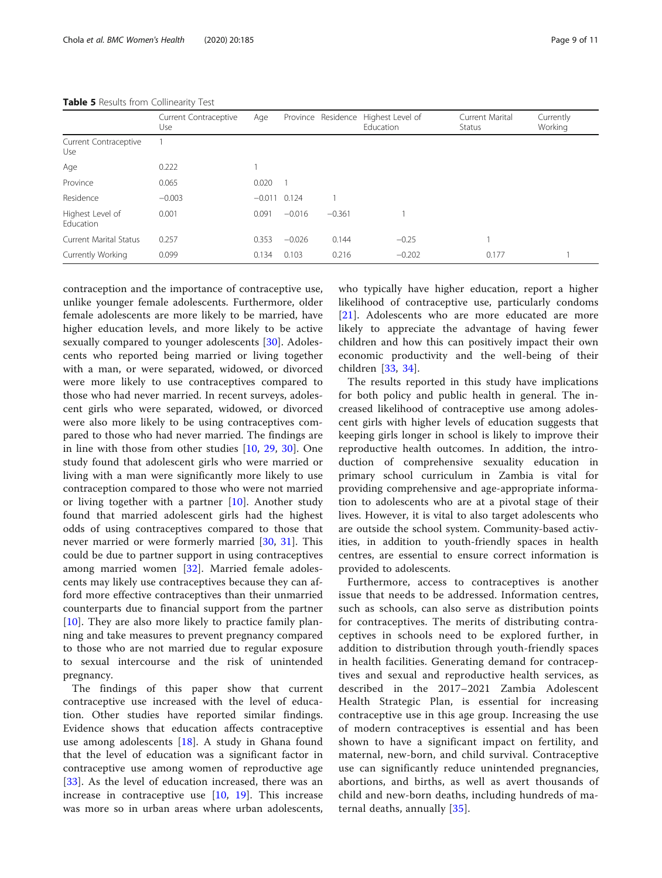**Table 5** Results from Collinearity Test

| | Current Contraceptive Use | Age | Province | Residence | Highest Level of Education | Current Marital Status | Currently Working |
|---|---|---|---|---|---|---|---|
| Current Contraceptive Use | 1 | | | | | | |
| Age | 0.222 | 1 | | | | | |
| Province | 0.065 | 0.020 | 1 | | | | |
| Residence | −0.003 | −0.011 | 0.124 | 1 | | | |
| Highest Level of Education | 0.001 | 0.091 | −0.016 | −0.361 | 1 | | |
| Current Marital Status | 0.257 | 0.353 | −0.026 | 0.144 | −0.25 | 1 | |
| Currently Working | 0.099 | 0.134 | 0.103 | 0.216 | −0.202 | 0.177 | 1 |

contraception and the importance of contraceptive use, unlike younger female adolescents. Furthermore, older female adolescents are more likely to be married, have higher education levels, and more likely to be active sexually compared to younger adolescents [30]. Adolescents who reported being married or living together with a man, or were separated, widowed, or divorced were more likely to use contraceptives compared to those who had never married. In recent surveys, adolescent girls who were separated, widowed, or divorced were also more likely to be using contraceptives compared to those who had never married. The findings are in line with those from other studies [10, 29, 30]. One study found that adolescent girls who were married or living with a man were significantly more likely to use contraception compared to those who were not married or living together with a partner [10]. Another study found that married adolescent girls had the highest odds of using contraceptives compared to those that never married or were formerly married [30, 31]. This could be due to partner support in using contraceptives among married women [32]. Married female adolescents may likely use contraceptives because they can afford more effective contraceptives than their unmarried counterparts due to financial support from the partner [10]. They are also more likely to practice family planning and take measures to prevent pregnancy compared to those who are not married due to regular exposure to sexual intercourse and the risk of unintended pregnancy.

The findings of this paper show that current contraceptive use increased with the level of education. Other studies have reported similar findings. Evidence shows that education affects contraceptive use among adolescents [18]. A study in Ghana found that the level of education was a significant factor in contraceptive use among women of reproductive age [33]. As the level of education increased, there was an increase in contraceptive use [10, 19]. This increase was more so in urban areas where urban adolescents, who typically have higher education, report a higher likelihood of contraceptive use, particularly condoms [21]. Adolescents who are more educated are more likely to appreciate the advantage of having fewer children and how this can positively impact their own economic productivity and the well-being of their children [33, 34].

The results reported in this study have implications for both policy and public health in general. The increased likelihood of contraceptive use among adolescent girls with higher levels of education suggests that keeping girls longer in school is likely to improve their reproductive health outcomes. In addition, the introduction of comprehensive sexuality education in primary school curriculum in Zambia is vital for providing comprehensive and age-appropriate information to adolescents who are at a pivotal stage of their lives. However, it is vital to also target adolescents who are outside the school system. Community-based activities, in addition to youth-friendly spaces in health centres, are essential to ensure correct information is provided to adolescents.

Furthermore, access to contraceptives is another issue that needs to be addressed. Information centres, such as schools, can also serve as distribution points for contraceptives. The merits of distributing contraceptives in schools need to be explored further, in addition to distribution through youth-friendly spaces in health facilities. Generating demand for contraceptives and sexual and reproductive health services, as described in the 2017–2021 Zambia Adolescent Health Strategic Plan, is essential for increasing contraceptive use in this age group. Increasing the use of modern contraceptives is essential and has been shown to have a significant impact on fertility, and maternal, new-born, and child survival. Contraceptive use can significantly reduce unintended pregnancies, abortions, and births, as well as avert thousands of child and new-born deaths, including hundreds of maternal deaths, annually [35].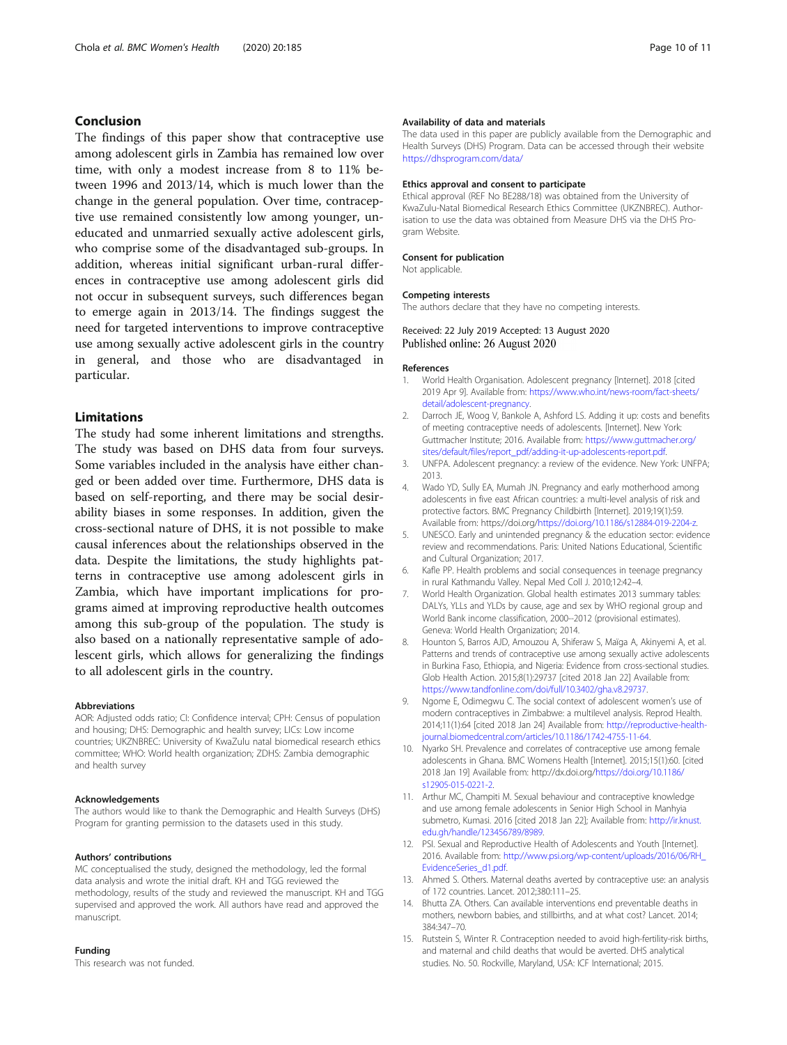## Conclusion

The findings of this paper show that contraceptive use among adolescent girls in Zambia has remained low over time, with only a modest increase from 8 to 11% between 1996 and 2013/14, which is much lower than the change in the general population. Over time, contraceptive use remained consistently low among younger, uneducated and unmarried sexually active adolescent girls, who comprise some of the disadvantaged sub-groups. In addition, whereas initial significant urban-rural differences in contraceptive use among adolescent girls did not occur in subsequent surveys, such differences began to emerge again in 2013/14. The findings suggest the need for targeted interventions to improve contraceptive use among sexually active adolescent girls in the country in general, and those who are disadvantaged in particular.

## Limitations

The study had some inherent limitations and strengths. The study was based on DHS data from four surveys. Some variables included in the analysis have either changed or been added over time. Furthermore, DHS data is based on self-reporting, and there may be social desirability biases in some responses. In addition, given the cross-sectional nature of DHS, it is not possible to make causal inferences about the relationships observed in the data. Despite the limitations, the study highlights patterns in contraceptive use among adolescent girls in Zambia, which have important implications for programs aimed at improving reproductive health outcomes among this sub-group of the population. The study is also based on a nationally representative sample of adolescent girls, which allows for generalizing the findings to all adolescent girls in the country.

#### Abbreviations

AOR: Adjusted odds ratio; CI: Confidence interval; CPH: Census of population and housing; DHS: Demographic and health survey; LICs: Low income countries; UKZNBREC: University of KwaZulu natal biomedical research ethics committee; WHO: World health organization; ZDHS: Zambia demographic and health survey

#### Acknowledgements

The authors would like to thank the Demographic and Health Surveys (DHS) Program for granting permission to the datasets used in this study.

#### Authors' contributions

MC conceptualised the study, designed the methodology, led the formal data analysis and wrote the initial draft. KH and TGG reviewed the methodology, results of the study and reviewed the manuscript. KH and TGG supervised and approved the work. All authors have read and approved the manuscript.

#### Funding

This research was not funded.

#### Availability of data and materials

The data used in this paper are publicly available from the Demographic and Health Surveys (DHS) Program. Data can be accessed through their website https://dhsprogram.com/data/

#### Ethics approval and consent to participate

Ethical approval (REF No BE288/18) was obtained from the University of KwaZulu-Natal Biomedical Research Ethics Committee (UKZNBREC). Authorisation to use the data was obtained from Measure DHS via the DHS Program Website.

#### Consent for publication

Not applicable.

#### Competing interests

The authors declare that they have no competing interests.

Received: 22 July 2019 Accepted: 13 August 2020
Published online: 26 August 2020

#### References

1. World Health Organisation. Adolescent pregnancy [Internet]. 2018 [cited 2019 Apr 9]. Available from: https://www.who.int/news-room/fact-sheets/detail/adolescent-pregnancy.
2. Darroch JE, Woog V, Bankole A, Ashford LS. Adding it up: costs and benefits of meeting contraceptive needs of adolescents. [Internet]. New York: Guttmacher Institute; 2016. Available from: https://www.guttmacher.org/sites/default/files/report_pdf/adding-it-up-adolescents-report.pdf.
3. UNFPA. Adolescent pregnancy: a review of the evidence. New York: UNFPA; 2013.
4. Wado YD, Sully EA, Mumah JN. Pregnancy and early motherhood among adolescents in five east African countries: a multi-level analysis of risk and protective factors. BMC Pregnancy Childbirth [Internet]. 2019;19(1):59. Available from: https://doi.org/https://doi.org/10.1186/s12884-019-2204-z.
5. UNESCO. Early and unintended pregnancy & the education sector: evidence review and recommendations. Paris: United Nations Educational, Scientific and Cultural Organization; 2017.
6. Kafle PP. Health problems and social consequences in teenage pregnancy in rural Kathmandu Valley. Nepal Med Coll J. 2010;12:42–4.
7. World Health Organization. Global health estimates 2013 summary tables: DALYs, YLLs and YLDs by cause, age and sex by WHO regional group and World Bank income classification, 2000--2012 (provisional estimates). Geneva: World Health Organization; 2014.
8. Hounton S, Barros AJD, Amouzou A, Shiferaw S, Maïga A, Akinyemi A, et al. Patterns and trends of contraceptive use among sexually active adolescents in Burkina Faso, Ethiopia, and Nigeria: Evidence from cross-sectional studies. Glob Health Action. 2015;8(1):29737 [cited 2018 Jan 22] Available from: https://www.tandfonline.com/doi/full/10.3402/gha.v8.29737.
9. Ngome E, Odimegwu C. The social context of adolescent women's use of modern contraceptives in Zimbabwe: a multilevel analysis. Reprod Health. 2014;11(1):64 [cited 2018 Jan 24] Available from: http://reproductive-health-journal.biomedcentral.com/articles/10.1186/1742-4755-11-64.
10. Nyarko SH. Prevalence and correlates of contraceptive use among female adolescents in Ghana. BMC Womens Health [Internet]. 2015;15(1):60. [cited 2018 Jan 19] Available from: http://dx.doi.org/https://doi.org/10.1186/s12905-015-0221-2.
11. Arthur MC, Champiti M. Sexual behaviour and contraceptive knowledge and use among female adolescents in Senior High School in Manhyia submetro, Kumasi. 2016 [cited 2018 Jan 22]; Available from: http://ir.knust.edu.gh/handle/123456789/8989.
12. PSI. Sexual and Reproductive Health of Adolescents and Youth [Internet]. 2016. Available from: http://www.psi.org/wp-content/uploads/2016/06/RH_EvidenceSeries_d1.pdf.
13. Ahmed S. Others. Maternal deaths averted by contraceptive use: an analysis of 172 countries. Lancet. 2012;380:111–25.
14. Bhutta ZA. Others. Can available interventions end preventable deaths in mothers, newborn babies, and stillbirths, and at what cost? Lancet. 2014;384:347–70.
15. Rutstein S, Winter R. Contraception needed to avoid high-fertility-risk births, and maternal and child deaths that would be averted. DHS analytical studies. No. 50. Rockville, Maryland, USA: ICF International; 2015.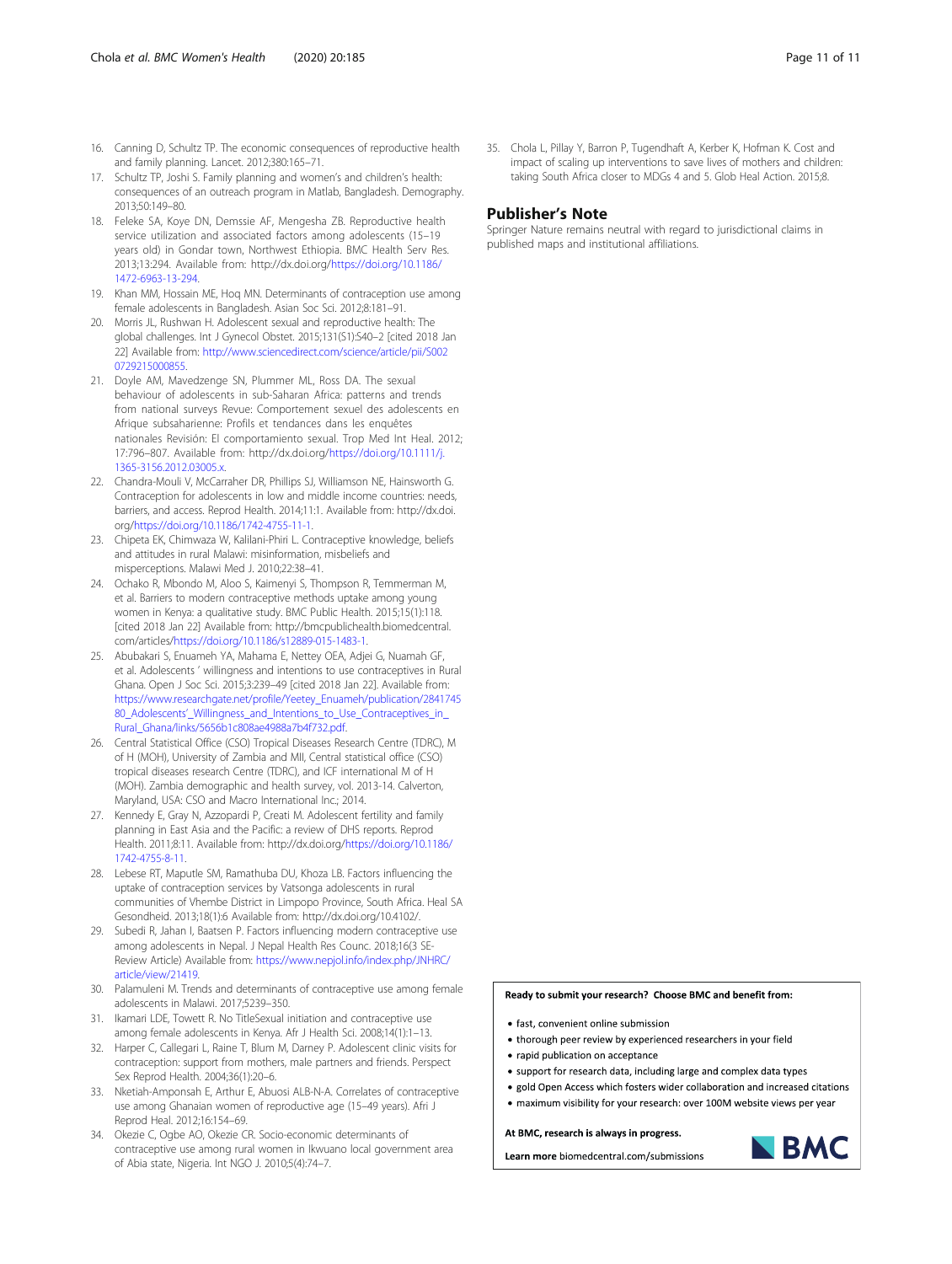16. Canning D, Schultz TP. The economic consequences of reproductive health and family planning. Lancet. 2012;380:165–71.
17. Schultz TP, Joshi S. Family planning and women's and children's health: consequences of an outreach program in Matlab, Bangladesh. Demography. 2013;50:149–80.
18. Feleke SA, Koye DN, Demssie AF, Mengesha ZB. Reproductive health service utilization and associated factors among adolescents (15–19 years old) in Gondar town, Northwest Ethiopia. BMC Health Serv Res. 2013;13:294. Available from: http://dx.doi.org/https://doi.org/10.1186/1472-6963-13-294.
19. Khan MM, Hossain ME, Hoq MN. Determinants of contraception use among female adolescents in Bangladesh. Asian Soc Sci. 2012;8:181–91.
20. Morris JL, Rushwan H. Adolescent sexual and reproductive health: The global challenges. Int J Gynecol Obstet. 2015;131(S1):S40–2 [cited 2018 Jan 22] Available from: http://www.sciencedirect.com/science/article/pii/S0020729215000855.
21. Doyle AM, Mavedzenge SN, Plummer ML, Ross DA. The sexual behaviour of adolescents in sub-Saharan Africa: patterns and trends from national surveys Revue: Comportement sexuel des adolescents en Afrique subsaharienne: Profils et tendances dans les enquêtes nationales Revisión: El comportamiento sexual. Trop Med Int Heal. 2012;17:796–807. Available from: http://dx.doi.org/https://doi.org/10.1111/j.1365-3156.2012.03005.x.
22. Chandra-Mouli V, McCarraher DR, Phillips SJ, Williamson NE, Hainsworth G. Contraception for adolescents in low and middle income countries: needs, barriers, and access. Reprod Health. 2014;11:1. Available from: http://dx.doi.org/https://doi.org/10.1186/1742-4755-11-1.
23. Chipeta EK, Chimwaza W, Kalilani-Phiri L. Contraceptive knowledge, beliefs and attitudes in rural Malawi: misinformation, misbeliefs and misperceptions. Malawi Med J. 2010;22:38–41.
24. Ochako R, Mbondo M, Aloo S, Kaimenyi S, Thompson R, Temmerman M, et al. Barriers to modern contraceptive methods uptake among young women in Kenya: a qualitative study. BMC Public Health. 2015;15(1):118. [cited 2018 Jan 22] Available from: http://bmcpublichealth.biomedcentral.com/articles/https://doi.org/10.1186/s12889-015-1483-1.
25. Abubakari S, Enuameh YA, Mahama E, Nettey OEA, Adjei G, Nuamah GF, et al. Adolescents ' willingness and intentions to use contraceptives in Rural Ghana. Open J Soc Sci. 2015;3:239–49 [cited 2018 Jan 22]. Available from: https://www.researchgate.net/profile/Yeetey_Enuameh/publication/284174580_Adolescents'_Willingness_and_Intentions_to_Use_Contraceptives_in_Rural_Ghana/links/5656b1c808ae4988a7b4f732.pdf.
26. Central Statistical Office (CSO) Tropical Diseases Research Centre (TDRC), M of H (MOH), University of Zambia and MII, Central statistical office (CSO) tropical diseases research Centre (TDRC), and ICF international M of H (MOH). Zambia demographic and health survey, vol. 2013-14. Calverton, Maryland, USA: CSO and Macro International Inc.; 2014.
27. Kennedy E, Gray N, Azzopardi P, Creati M. Adolescent fertility and family planning in East Asia and the Pacific: a review of DHS reports. Reprod Health. 2011;8:11. Available from: http://dx.doi.org/https://doi.org/10.1186/1742-4755-8-11.
28. Lebese RT, Maputle SM, Ramathuba DU, Khoza LB. Factors influencing the uptake of contraception services by Vatsonga adolescents in rural communities of Vhembe District in Limpopo Province, South Africa. Heal SA Gesondheid. 2013;18(1):6 Available from: http://dx.doi.org/10.4102/.
29. Subedi R, Jahan I, Baatsen P. Factors influencing modern contraceptive use among adolescents in Nepal. J Nepal Health Res Counc. 2018;16(3 SE-Review Article) Available from: https://www.nepjol.info/index.php/JNHRC/article/view/21419.
30. Palamuleni M. Trends and determinants of contraceptive use among female adolescents in Malawi. 2017;5239–350.
31. Ikamari LDE, Towett R. No TitleSexual initiation and contraceptive use among female adolescents in Kenya. Afr J Health Sci. 2008;14(1):1–13.
32. Harper C, Callegari L, Raine T, Blum M, Darney P. Adolescent clinic visits for contraception: support from mothers, male partners and friends. Perspect Sex Reprod Health. 2004;36(1):20–6.
33. Nketiah-Amponsah E, Arthur E, Abuosi ALB-N-A. Correlates of contraceptive use among Ghanaian women of reproductive age (15–49 years). Afri J Reprod Heal. 2012;16:154–69.
34. Okezie C, Ogbe AO, Okezie CR. Socio-economic determinants of contraceptive use among rural women in Ikwuano local government area of Abia state, Nigeria. Int NGO J. 2010;5(4):74–7.
35. Chola L, Pillay Y, Barron P, Tugendhaft A, Kerber K, Hofman K. Cost and impact of scaling up interventions to save lives of mothers and children: taking South Africa closer to MDGs 4 and 5. Glob Heal Action. 2015;8.

## Publisher's Note

Springer Nature remains neutral with regard to jurisdictional claims in published maps and institutional affiliations.

**Ready to submit your research? Choose BMC and benefit from:**

- fast, convenient online submission
- thorough peer review by experienced researchers in your field
- rapid publication on acceptance
- support for research data, including large and complex data types
- gold Open Access which fosters wider collaboration and increased citations
- maximum visibility for your research: over 100M website views per year

**At BMC, research is always in progress.**

**Learn more** biomedcentral.com/submissions

BMC